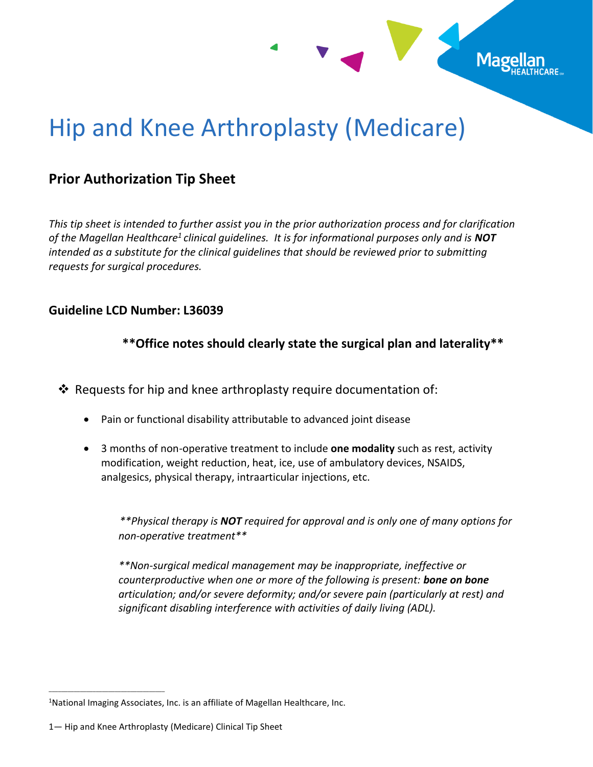# Hip and Knee Arthroplasty (Medicare)

## Prior Authorization Tip Sheet

*This tip sheet is intended to further assist you in the prior authorization process and for clarification of the Magellan Healthcare[1] clinical guidelines. It is for informational purposes only and is **NOT** intended as a substitute for the clinical guidelines that should be reviewed prior to submitting requests for surgical procedures.*

### Guideline LCD Number: L36039

**Office notes should clearly state the surgical plan and laterality**

- Requests for hip and knee arthroplasty require documentation of:
  - Pain or functional disability attributable to advanced joint disease
  - 3 months of non-operative treatment to include **one modality** such as rest, activity modification, weight reduction, heat, ice, use of ambulatory devices, NSAIDS, analgesics, physical therapy, intraarticular injections, etc.

    *Physical therapy is **NOT** required for approval and is only one of many options for non-operative treatment*

    *Non-surgical medical management may be inappropriate, ineffective or counterproductive when one or more of the following is present: **bone on bone** articulation; and/or severe deformity; and/or severe pain (particularly at rest) and significant disabling interference with activities of daily living (ADL).*

---

[1]National Imaging Associates, Inc. is an affiliate of Magellan Healthcare, Inc.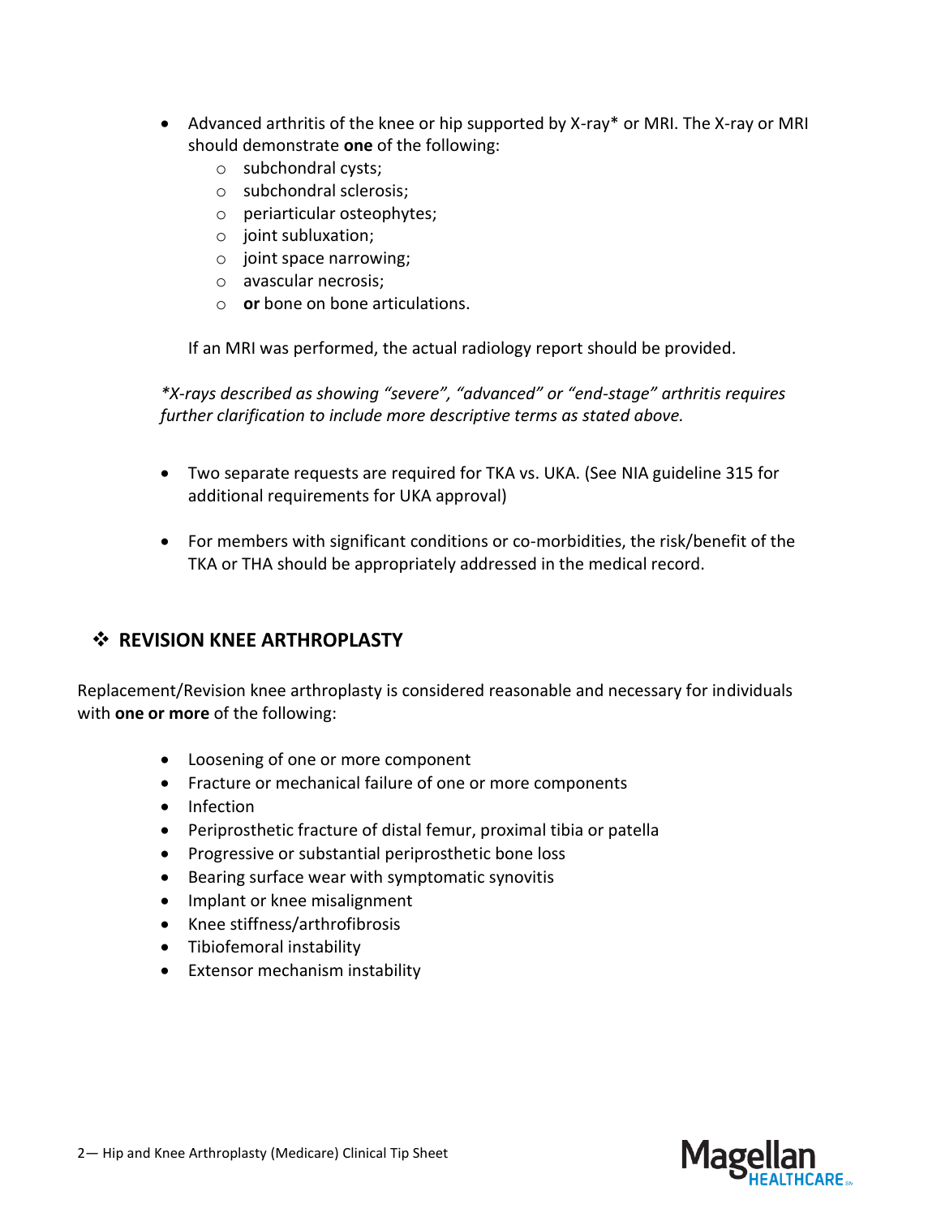- Advanced arthritis of the knee or hip supported by X-ray* or MRI. The X-ray or MRI should demonstrate **one** of the following:
  - subchondral cysts;
  - subchondral sclerosis;
  - periarticular osteophytes;
  - joint subluxation;
  - joint space narrowing;
  - avascular necrosis;
  - **or** bone on bone articulations.

  If an MRI was performed, the actual radiology report should be provided.

  **

  *\*X-rays described as showing "severe", "advanced" or "end-stage" arthritis requires further clarification to include more descriptive terms as stated above.*

- Two separate requests are required for TKA vs. UKA. (See NIA guideline 315 for additional requirements for UKA approval)

- For members with significant conditions or co-morbidities, the risk/benefit of the TKA or THA should be appropriately addressed in the medical record.

## ❖ REVISION KNEE ARTHROPLASTY

Replacement/Revision knee arthroplasty is considered reasonable and necessary for individuals with **one or more** of the following:

- Loosening of one or more component
- Fracture or mechanical failure of one or more components
- Infection
- Periprosthetic fracture of distal femur, proximal tibia or patella
- Progressive or substantial periprosthetic bone loss
- Bearing surface wear with symptomatic synovitis
- Implant or knee misalignment
- Knee stiffness/arthrofibrosis
- Tibiofemoral instability
- Extensor mechanism instability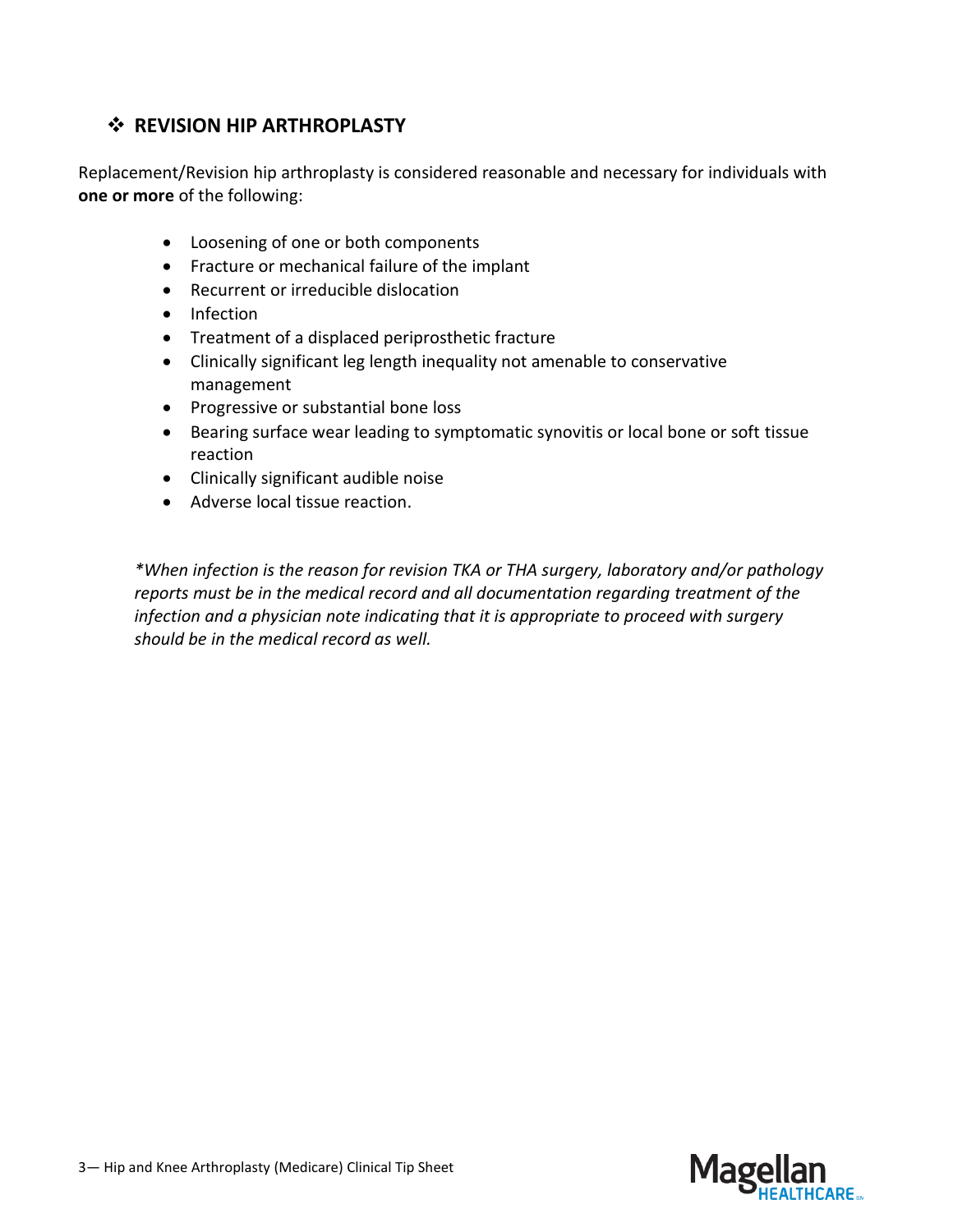## ❖ REVISION HIP ARTHROPLASTY

Replacement/Revision hip arthroplasty is considered reasonable and necessary for individuals with **one or more** of the following:

- Loosening of one or both components
- Fracture or mechanical failure of the implant
- Recurrent or irreducible dislocation
- Infection
- Treatment of a displaced periprosthetic fracture
- Clinically significant leg length inequality not amenable to conservative management
- Progressive or substantial bone loss
- Bearing surface wear leading to symptomatic synovitis or local bone or soft tissue reaction
- Clinically significant audible noise
- Adverse local tissue reaction.

*\*When infection is the reason for revision TKA or THA surgery, laboratory and/or pathology reports must be in the medical record and all documentation regarding treatment of the infection and a physician note indicating that it is appropriate to proceed with surgery should be in the medical record as well.*